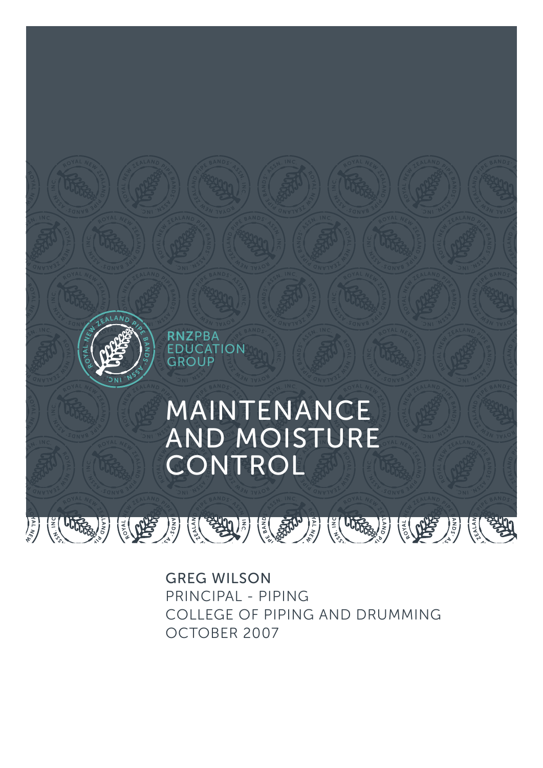RNZPBA
EDUCATION
GROUP

# MAINTENANCE AND MOISTURE CONTROL

GREG WILSON
PRINCIPAL - PIPING
COLLEGE OF PIPING AND DRUMMING
OCTOBER 2007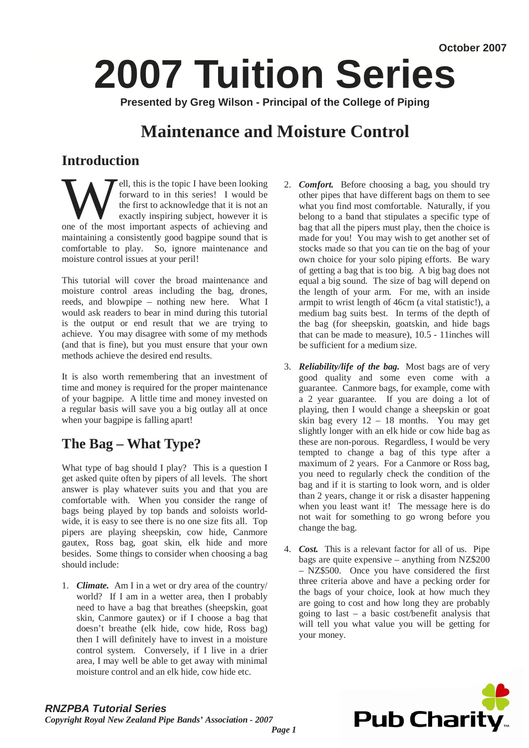October 2007

# 2007 Tuition Series

**Presented by Greg Wilson - Principal of the College of Piping**

# Maintenance and Moisture Control

## Introduction

Well, this is the topic I have been looking forward to in this series! I would be the first to acknowledge that it is not an exactly inspiring subject, however it is one of the most important aspects of achieving and maintaining a consistently good bagpipe sound that is comfortable to play. So, ignore maintenance and moisture control issues at your peril!

This tutorial will cover the broad maintenance and moisture control areas including the bag, drones, reeds, and blowpipe – nothing new here. What I would ask readers to bear in mind during this tutorial is the output or end result that we are trying to achieve. You may disagree with some of my methods (and that is fine), but you must ensure that your own methods achieve the desired end results.

It is also worth remembering that an investment of time and money is required for the proper maintenance of your bagpipe. A little time and money invested on a regular basis will save you a big outlay all at once when your bagpipe is falling apart!

## The Bag – What Type?

What type of bag should I play? This is a question I get asked quite often by pipers of all levels. The short answer is play whatever suits you and that you are comfortable with. When you consider the range of bags being played by top bands and soloists world-wide, it is easy to see there is no one size fits all. Top pipers are playing sheepskin, cow hide, Canmore gautex, Ross bag, goat skin, elk hide and more besides. Some things to consider when choosing a bag should include:

1. ***Climate.*** Am I in a wet or dry area of the country/ world? If I am in a wetter area, then I probably need to have a bag that breathes (sheepskin, goat skin, Canmore gautex) or if I choose a bag that doesn't breathe (elk hide, cow hide, Ross bag) then I will definitely have to invest in a moisture control system. Conversely, if I live in a drier area, I may well be able to get away with minimal moisture control and an elk hide, cow hide etc.

2. ***Comfort.*** Before choosing a bag, you should try other pipes that have different bags on them to see what you find most comfortable. Naturally, if you belong to a band that stipulates a specific type of bag that all the pipers must play, then the choice is made for you! You may wish to get another set of stocks made so that you can tie on the bag of your own choice for your solo piping efforts. Be wary of getting a bag that is too big. A big bag does not equal a big sound. The size of bag will depend on the length of your arm. For me, with an inside armpit to wrist length of 46cm (a vital statistic!), a medium bag suits best. In terms of the depth of the bag (for sheepskin, goatskin, and hide bags that can be made to measure), 10.5 - 11inches will be sufficient for a medium size.

3. ***Reliability/life of the bag.*** Most bags are of very good quality and some even come with a guarantee. Canmore bags, for example, come with a 2 year guarantee. If you are doing a lot of playing, then I would change a sheepskin or goat skin bag every 12 – 18 months. You may get slightly longer with an elk hide or cow hide bag as these are non-porous. Regardless, I would be very tempted to change a bag of this type after a maximum of 2 years. For a Canmore or Ross bag, you need to regularly check the condition of the bag and if it is starting to look worn, and is older than 2 years, change it or risk a disaster happening when you least want it! The message here is do not wait for something to go wrong before you change the bag.

4. ***Cost.*** This is a relevant factor for all of us. Pipe bags are quite expensive – anything from NZ$200 – NZ$500. Once you have considered the first three criteria above and have a pecking order for the bags of your choice, look at how much they are going to cost and how long they are probably going to last – a basic cost/benefit analysis that will tell you what value you will be getting for your money.

***RNZPBA Tutorial Series***
*Copyright Royal New Zealand Pipe Bands' Association - 2007*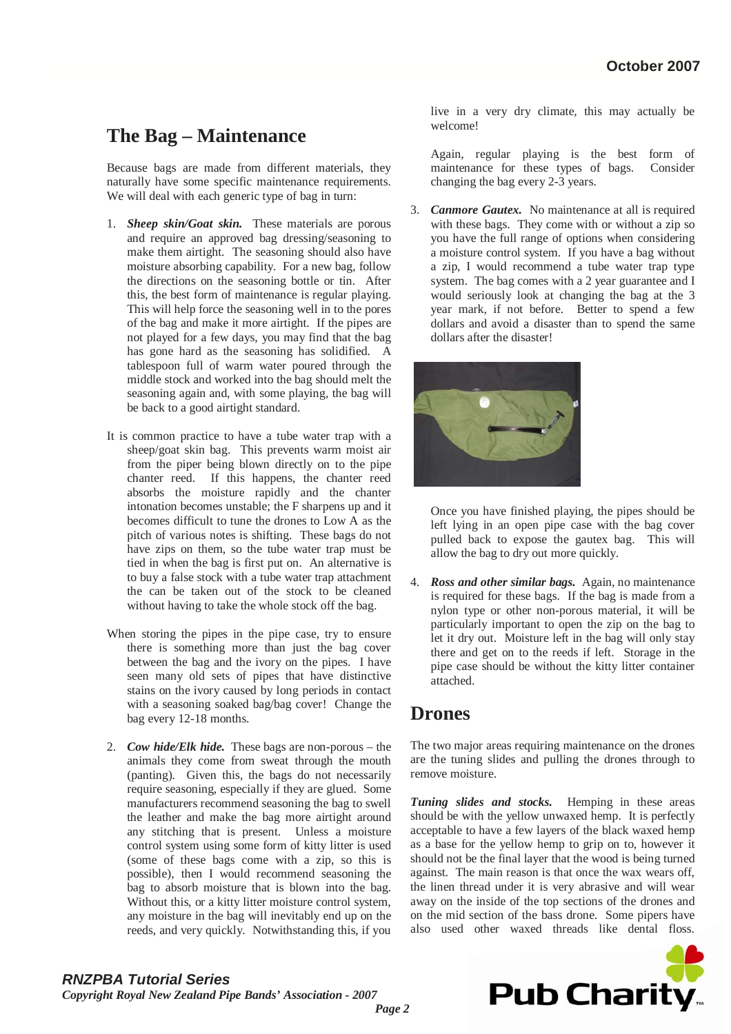## The Bag – Maintenance

Because bags are made from different materials, they naturally have some specific maintenance requirements. We will deal with each generic type of bag in turn:

1. ***Sheep skin/Goat skin.*** These materials are porous and require an approved bag dressing/seasoning to make them airtight. The seasoning should also have moisture absorbing capability. For a new bag, follow the directions on the seasoning bottle or tin. After this, the best form of maintenance is regular playing. This will help force the seasoning well in to the pores of the bag and make it more airtight. If the pipes are not played for a few days, you may find that the bag has gone hard as the seasoning has solidified. A tablespoon full of warm water poured through the middle stock and worked into the bag should melt the seasoning again and, with some playing, the bag will be back to a good airtight standard.

   It is common practice to have a tube water trap with a sheep/goat skin bag. This prevents warm moist air from the piper being blown directly on to the pipe chanter reed. If this happens, the chanter reed absorbs the moisture rapidly and the chanter intonation becomes unstable; the F sharpens up and it becomes difficult to tune the drones to Low A as the pitch of various notes is shifting. These bags do not have zips on them, so the tube water trap must be tied in when the bag is first put on. An alternative is to buy a false stock with a tube water trap attachment the can be taken out of the stock to be cleaned without having to take the whole stock off the bag.

   When storing the pipes in the pipe case, try to ensure there is something more than just the bag cover between the bag and the ivory on the pipes. I have seen many old sets of pipes that have distinctive stains on the ivory caused by long periods in contact with a seasoning soaked bag/bag cover! Change the bag every 12-18 months.

2. ***Cow hide/Elk hide.*** These bags are non-porous – the animals they come from sweat through the mouth (panting). Given this, the bags do not necessarily require seasoning, especially if they are glued. Some manufacturers recommend seasoning the bag to swell the leather and make the bag more airtight around any stitching that is present. Unless a moisture control system using some form of kitty litter is used (some of these bags come with a zip, so this is possible), then I would recommend seasoning the bag to absorb moisture that is blown into the bag. Without this, or a kitty litter moisture control system, any moisture in the bag will inevitably end up on the reeds, and very quickly. Notwithstanding this, if you live in a very dry climate, this may actually be welcome!

   Again, regular playing is the best form of maintenance for these types of bags. Consider changing the bag every 2-3 years.

3. ***Canmore Gautex.*** No maintenance at all is required with these bags. They come with or without a zip so you have the full range of options when considering a moisture control system. If you have a bag without a zip, I would recommend a tube water trap type system. The bag comes with a 2 year guarantee and I would seriously look at changing the bag at the 3 year mark, if not before. Better to spend a few dollars and avoid a disaster than to spend the same dollars after the disaster!

   Once you have finished playing, the pipes should be left lying in an open pipe case with the bag cover pulled back to expose the gautex bag. This will allow the bag to dry out more quickly.

4. ***Ross and other similar bags.*** Again, no maintenance is required for these bags. If the bag is made from a nylon type or other non-porous material, it will be particularly important to open the zip on the bag to let it dry out. Moisture left in the bag will only stay there and get on to the reeds if left. Storage in the pipe case should be without the kitty litter container attached.

## Drones

The two major areas requiring maintenance on the drones are the tuning slides and pulling the drones through to remove moisture.

***Tuning slides and stocks.*** Hemping in these areas should be with the yellow unwaxed hemp. It is perfectly acceptable to have a few layers of the black waxed hemp as a base for the yellow hemp to grip on to, however it should not be the final layer that the wood is being turned against. The main reason is that once the wax wears off, the linen thread under it is very abrasive and will wear away on the inside of the top sections of the drones and on the mid section of the bass drone. Some pipers have also used other waxed threads like dental floss.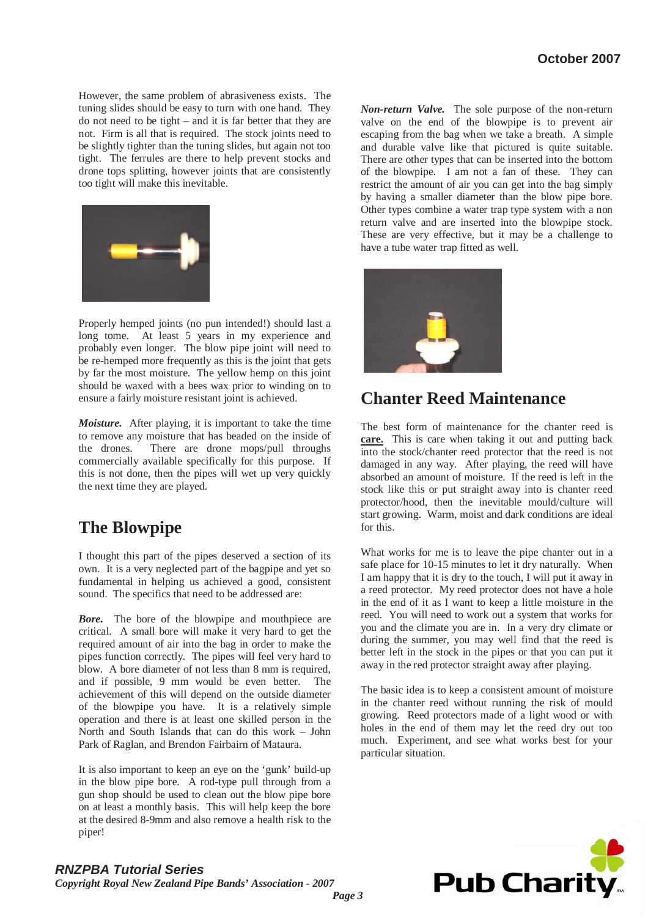However, the same problem of abrasiveness exists. The tuning slides should be easy to turn with one hand. They do not need to be tight – and it is far better that they are not. Firm is all that is required. The stock joints need to be slightly tighter than the tuning slides, but again not too tight. The ferrules are there to help prevent stocks and drone tops splitting, however joints that are consistently too tight will make this inevitable.

Properly hemped joints (no pun intended!) should last a long tome. At least 5 years in my experience and probably even longer. The blow pipe joint will need to be re-hemped more frequently as this is the joint that gets by far the most moisture. The yellow hemp on this joint should be waxed with a bees wax prior to winding on to ensure a fairly moisture resistant joint is achieved.

***Moisture.*** After playing, it is important to take the time to remove any moisture that has beaded on the inside of the drones. There are drone mops/pull throughs commercially available specifically for this purpose. If this is not done, then the pipes will wet up very quickly the next time they are played.

## The Blowpipe

I thought this part of the pipes deserved a section of its own. It is a very neglected part of the bagpipe and yet so fundamental in helping us achieved a good, consistent sound. The specifics that need to be addressed are:

***Bore.*** The bore of the blowpipe and mouthpiece are critical. A small bore will make it very hard to get the required amount of air into the bag in order to make the pipes function correctly. The pipes will feel very hard to blow. A bore diameter of not less than 8 mm is required, and if possible, 9 mm would be even better. The achievement of this will depend on the outside diameter of the blowpipe you have. It is a relatively simple operation and there is at least one skilled person in the North and South Islands that can do this work – John Park of Raglan, and Brendon Fairbairn of Mataura.

It is also important to keep an eye on the 'gunk' build-up in the blow pipe bore. A rod-type pull through from a gun shop should be used to clean out the blow pipe bore on at least a monthly basis. This will help keep the bore at the desired 8-9mm and also remove a health risk to the piper!

***Non-return Valve.*** The sole purpose of the non-return valve on the end of the blowpipe is to prevent air escaping from the bag when we take a breath. A simple and durable valve like that pictured is quite suitable. There are other types that can be inserted into the bottom of the blowpipe. I am not a fan of these. They can restrict the amount of air you can get into the bag simply by having a smaller diameter than the blow pipe bore. Other types combine a water trap type system with a non return valve and are inserted into the blowpipe stock. These are very effective, but it may be a challenge to have a tube water trap fitted as well.

## Chanter Reed Maintenance

The best form of maintenance for the chanter reed is **care.** This is care when taking it out and putting back into the stock/chanter reed protector that the reed is not damaged in any way. After playing, the reed will have absorbed an amount of moisture. If the reed is left in the stock like this or put straight away into is chanter reed protector/hood, then the inevitable mould/culture will start growing. Warm, moist and dark conditions are ideal for this.

What works for me is to leave the pipe chanter out in a safe place for 10-15 minutes to let it dry naturally. When I am happy that it is dry to the touch, I will put it away in a reed protector. My reed protector does not have a hole in the end of it as I want to keep a little moisture in the reed. You will need to work out a system that works for you and the climate you are in. In a very dry climate or during the summer, you may well find that the reed is better left in the stock in the pipes or that you can put it away in the red protector straight away after playing.

The basic idea is to keep a consistent amount of moisture in the chanter reed without running the risk of mould growing. Reed protectors made of a light wood or with holes in the end of them may let the reed dry out too much. Experiment, and see what works best for your particular situation.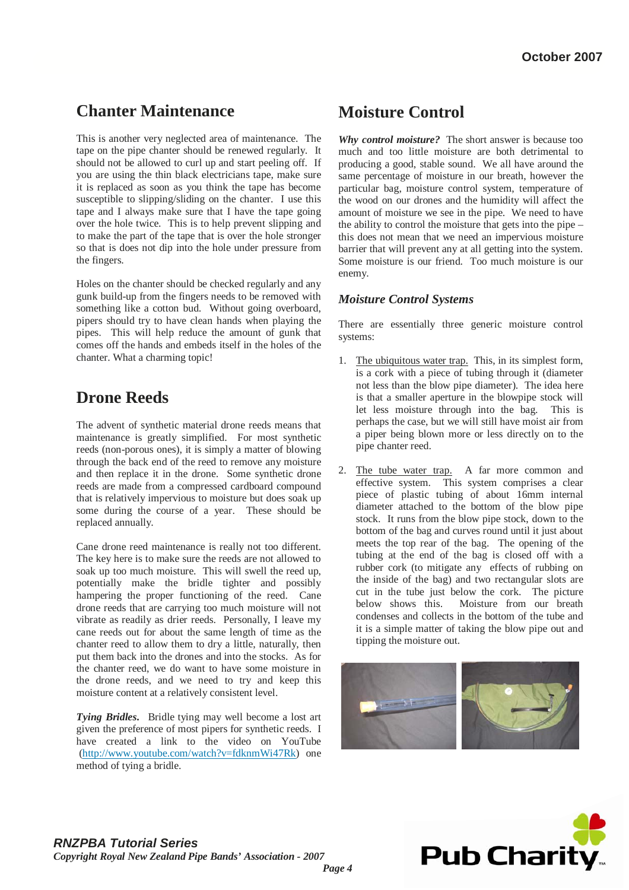## Chanter Maintenance

This is another very neglected area of maintenance. The tape on the pipe chanter should be renewed regularly. It should not be allowed to curl up and start peeling off. If you are using the thin black electricians tape, make sure it is replaced as soon as you think the tape has become susceptible to slipping/sliding on the chanter. I use this tape and I always make sure that I have the tape going over the hole twice. This is to help prevent slipping and to make the part of the tape that is over the hole stronger so that is does not dip into the hole under pressure from the fingers.

Holes on the chanter should be checked regularly and any gunk build-up from the fingers needs to be removed with something like a cotton bud. Without going overboard, pipers should try to have clean hands when playing the pipes. This will help reduce the amount of gunk that comes off the hands and embeds itself in the holes of the chanter. What a charming topic!

## Drone Reeds

The advent of synthetic material drone reeds means that maintenance is greatly simplified. For most synthetic reeds (non-porous ones), it is simply a matter of blowing through the back end of the reed to remove any moisture and then replace it in the drone. Some synthetic drone reeds are made from a compressed cardboard compound that is relatively impervious to moisture but does soak up some during the course of a year. These should be replaced annually.

Cane drone reed maintenance is really not too different. The key here is to make sure the reeds are not allowed to soak up too much moisture. This will swell the reed up, potentially make the bridle tighter and possibly hampering the proper functioning of the reed. Cane drone reeds that are carrying too much moisture will not vibrate as readily as drier reeds. Personally, I leave my cane reeds out for about the same length of time as the chanter reed to allow them to dry a little, naturally, then put them back into the drones and into the stocks. As for the chanter reed, we do want to have some moisture in the drone reeds, and we need to try and keep this moisture content at a relatively consistent level.

***Tying Bridles.*** Bridle tying may well become a lost art given the preference of most pipers for synthetic reeds. I have created a link to the video on YouTube (http://www.youtube.com/watch?v=fdknmWi47Rk) one method of tying a bridle.

## Moisture Control

***Why control moisture?*** The short answer is because too much and too little moisture are both detrimental to producing a good, stable sound. We all have around the same percentage of moisture in our breath, however the particular bag, moisture control system, temperature of the wood on our drones and the humidity will affect the amount of moisture we see in the pipe. We need to have the ability to control the moisture that gets into the pipe – this does not mean that we need an impervious moisture barrier that will prevent any at all getting into the system. Some moisture is our friend. Too much moisture is our enemy.

### *Moisture Control Systems*

There are essentially three generic moisture control systems:

1. The ubiquitous water trap. This, in its simplest form, is a cork with a piece of tubing through it (diameter not less than the blow pipe diameter). The idea here is that a smaller aperture in the blowpipe stock will let less moisture through into the bag. This is perhaps the case, but we will still have moist air from a piper being blown more or less directly on to the pipe chanter reed.

2. The tube water trap. A far more common and effective system. This system comprises a clear piece of plastic tubing of about 16mm internal diameter attached to the bottom of the blow pipe stock. It runs from the blow pipe stock, down to the bottom of the bag and curves round until it just about meets the top rear of the bag. The opening of the tubing at the end of the bag is closed off with a rubber cork (to mitigate any effects of rubbing on the inside of the bag) and two rectangular slots are cut in the tube just below the cork. The picture below shows this. Moisture from our breath condenses and collects in the bottom of the tube and it is a simple matter of taking the blow pipe out and tipping the moisture out.

***RNZPBA Tutorial Series***
*Copyright Royal New Zealand Pipe Bands' Association - 2007*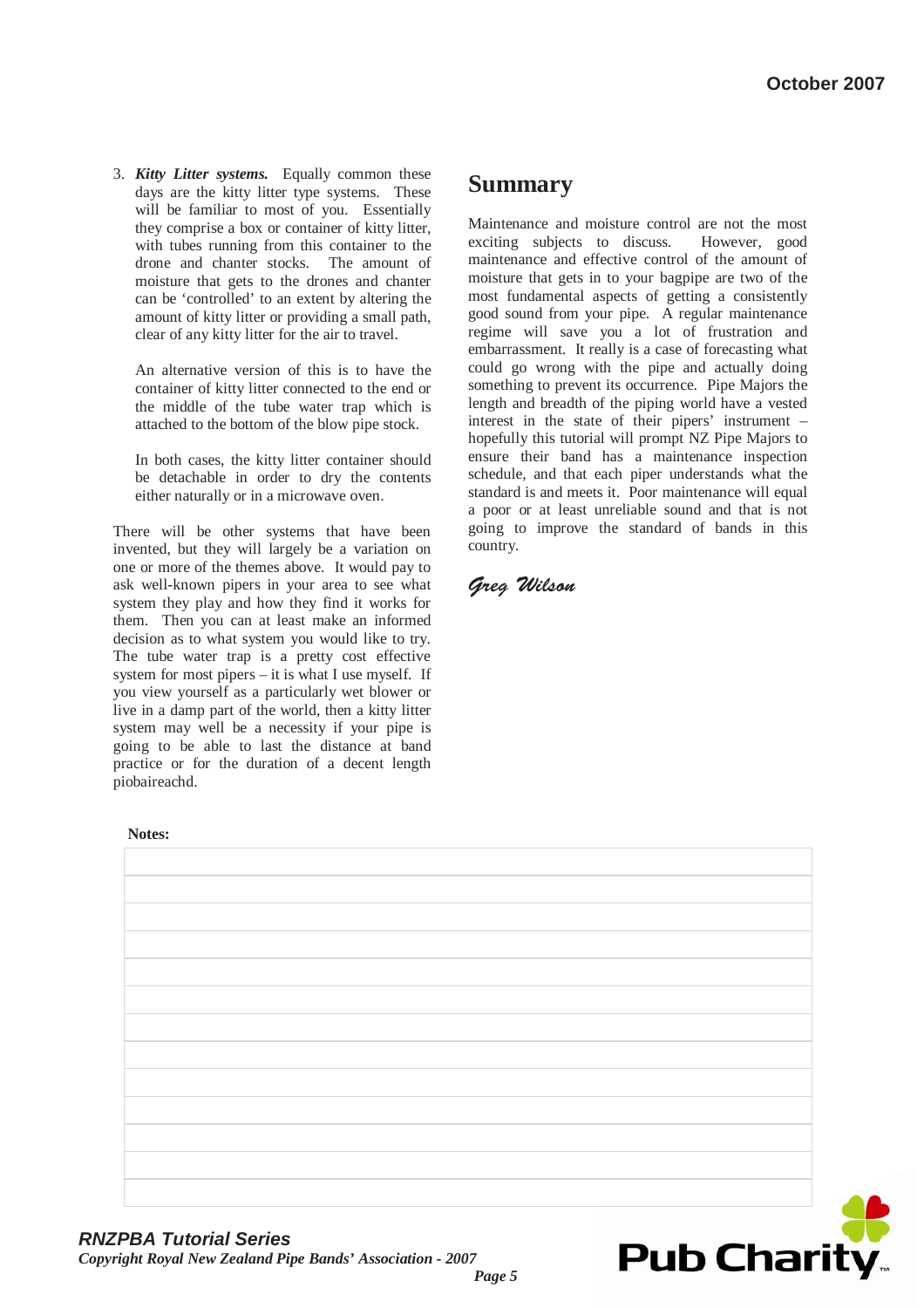3. ***Kitty Litter systems.*** Equally common these days are the kitty litter type systems. These will be familiar to most of you. Essentially they comprise a box or container of kitty litter, with tubes running from this container to the drone and chanter stocks. The amount of moisture that gets to the drones and chanter can be 'controlled' to an extent by altering the amount of kitty litter or providing a small path, clear of any kitty litter for the air to travel.

   An alternative version of this is to have the container of kitty litter connected to the end or the middle of the tube water trap which is attached to the bottom of the blow pipe stock.

   In both cases, the kitty litter container should be detachable in order to dry the contents either naturally or in a microwave oven.

There will be other systems that have been invented, but they will largely be a variation on one or more of the themes above. It would pay to ask well-known pipers in your area to see what system they play and how they find it works for them. Then you can at least make an informed decision as to what system you would like to try. The tube water trap is a pretty cost effective system for most pipers – it is what I use myself. If you view yourself as a particularly wet blower or live in a damp part of the world, then a kitty litter system may well be a necessity if your pipe is going to be able to last the distance at band practice or for the duration of a decent length piobaireachd.

## Summary

Maintenance and moisture control are not the most exciting subjects to discuss. However, good maintenance and effective control of the amount of moisture that gets in to your bagpipe are two of the most fundamental aspects of getting a consistently good sound from your pipe. A regular maintenance regime will save you a lot of frustration and embarrassment. It really is a case of forecasting what could go wrong with the pipe and actually doing something to prevent its occurrence. Pipe Majors the length and breadth of the piping world have a vested interest in the state of their pipers' instrument – hopefully this tutorial will prompt NZ Pipe Majors to ensure their band has a maintenance inspection schedule, and that each piper understands what the standard is and meets it. Poor maintenance will equal a poor or at least unreliable sound and that is not going to improve the standard of bands in this country.

*Greg Wilson*

**Notes:**